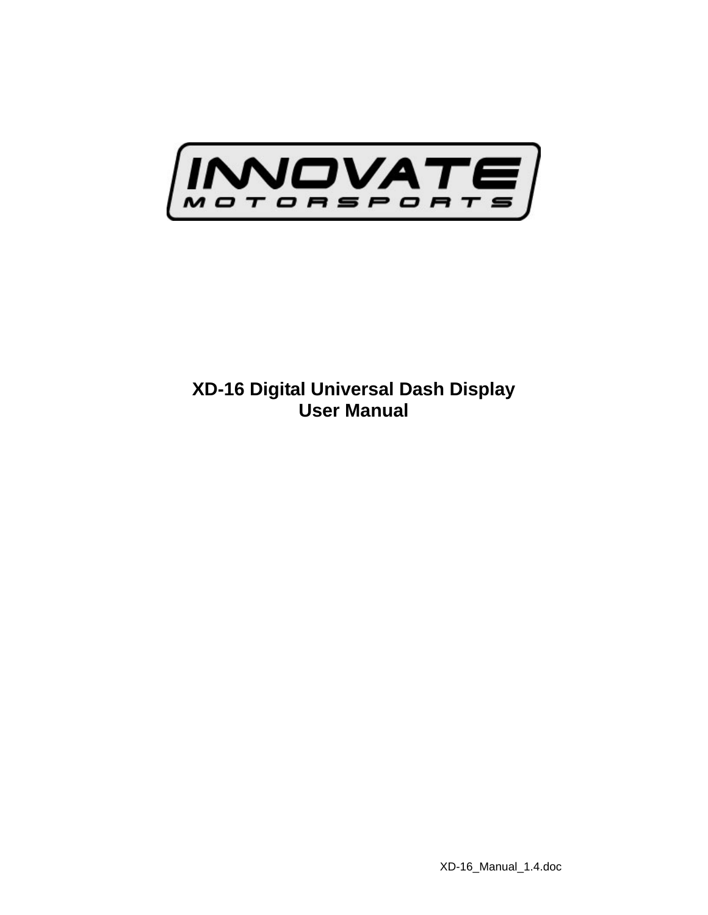# XD-16 Digital Universal Dash Display
# User Manual

XD-16_Manual_1.4.doc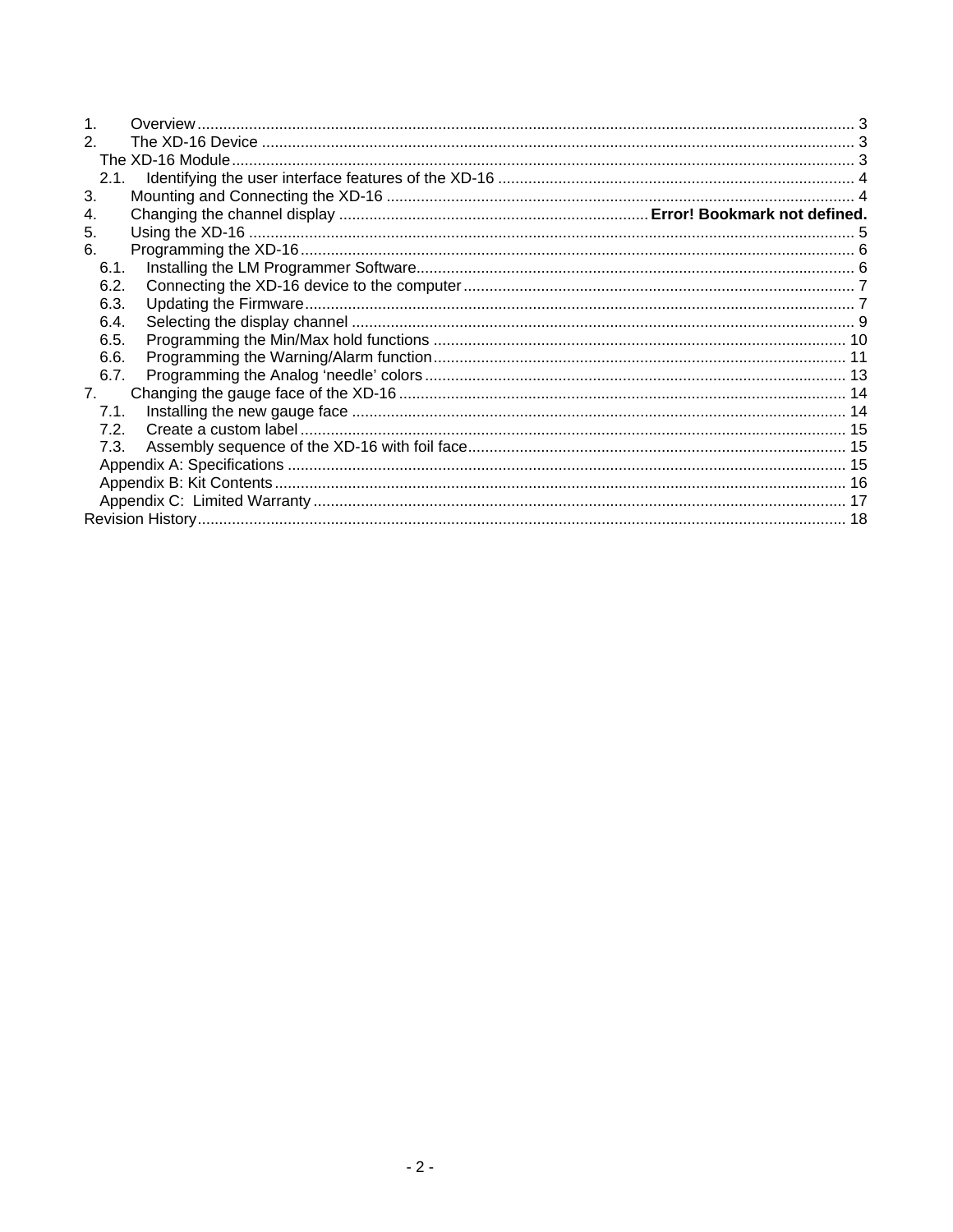1. Overview ........................................................................................................................................ 3
2. The XD-16 Device ......................................................................................................................... 3
   The XD-16 Module .............................................................................................................................. 3
   2.1. Identifying the user interface features of the XD-16 .................................................................................. 4
3. Mounting and Connecting the XD-16 ............................................................................................ 4
4. Changing the channel display ....................................................................... **Error! Bookmark not defined.**
5. Using the XD-16 ............................................................................................................................ 5
6. Programming the XD-16 ................................................................................................................ 6
   6.1. Installing the LM Programmer Software ..................................................................................... 6
   6.2. Connecting the XD-16 device to the computer .......................................................................... 7
   6.3. Updating the Firmware ............................................................................................................... 7
   6.4. Selecting the display channel .................................................................................................... 9
   6.5. Programming the Min/Max hold functions ............................................................................... 10
   6.6. Programming the Warning/Alarm function ............................................................................... 11
   6.7. Programming the Analog ‘needle’ colors ................................................................................. 13
7. Changing the gauge face of the XD-16 ....................................................................................... 14
   7.1. Installing the new gauge face .................................................................................................. 14
   7.2. Create a custom label .............................................................................................................. 15
   7.3. Assembly sequence of the XD-16 with foil face ....................................................................... 15
   Appendix A: Specifications ................................................................................................................ 15
   Appendix B: Kit Contents ................................................................................................................... 16
   Appendix C: Limited Warranty ........................................................................................................... 17
Revision History ...................................................................................................................................... 18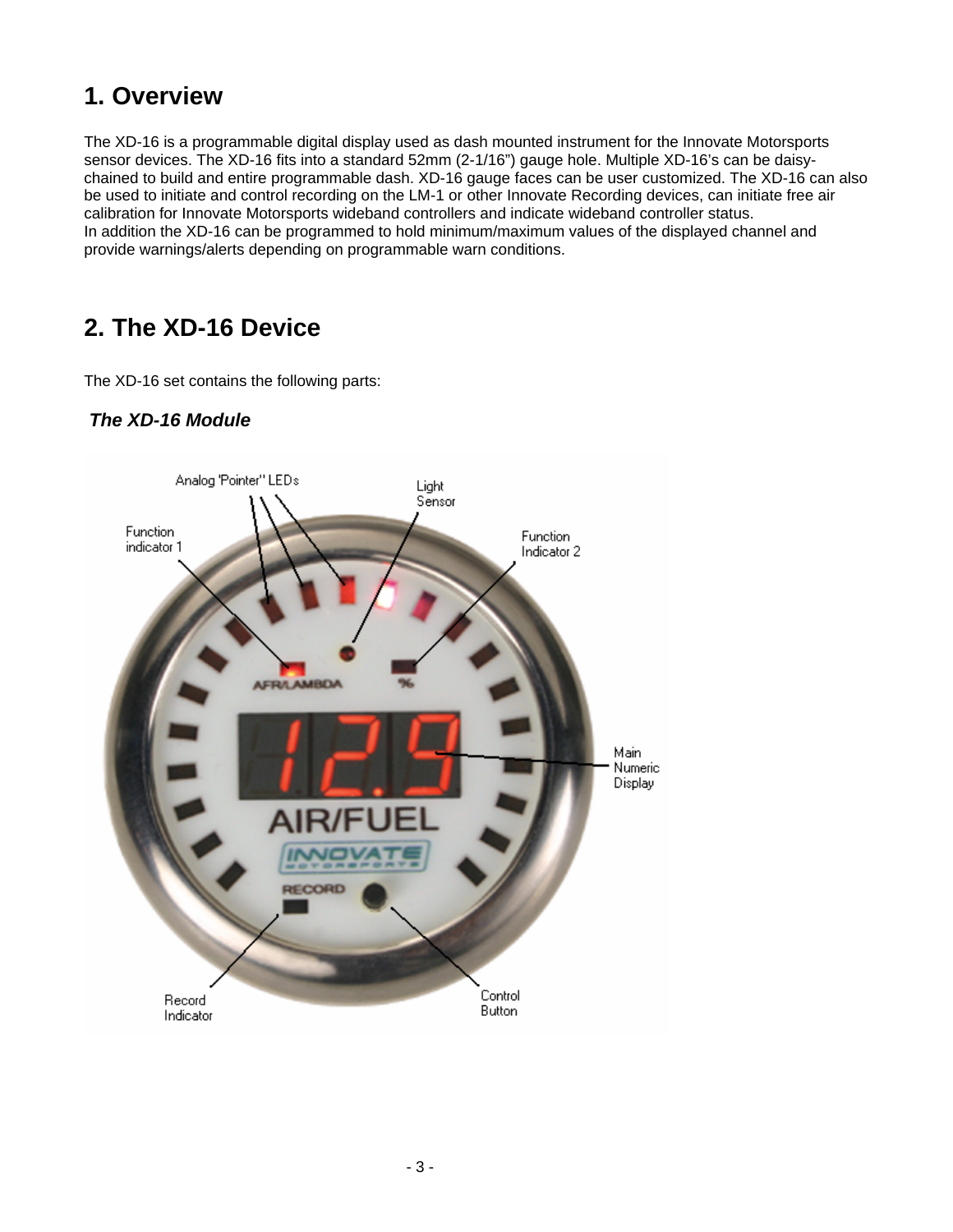# 1. Overview

The XD-16 is a programmable digital display used as dash mounted instrument for the Innovate Motorsports sensor devices. The XD-16 fits into a standard 52mm (2-1/16") gauge hole. Multiple XD-16's can be daisy-chained to build and entire programmable dash. XD-16 gauge faces can be user customized. The XD-16 can also be used to initiate and control recording on the LM-1 or other Innovate Recording devices, can initiate free air calibration for Innovate Motorsports wideband controllers and indicate wideband controller status.
In addition the XD-16 can be programmed to hold minimum/maximum values of the displayed channel and provide warnings/alerts depending on programmable warn conditions.

# 2. The XD-16 Device

The XD-16 set contains the following parts:

***The XD-16 Module***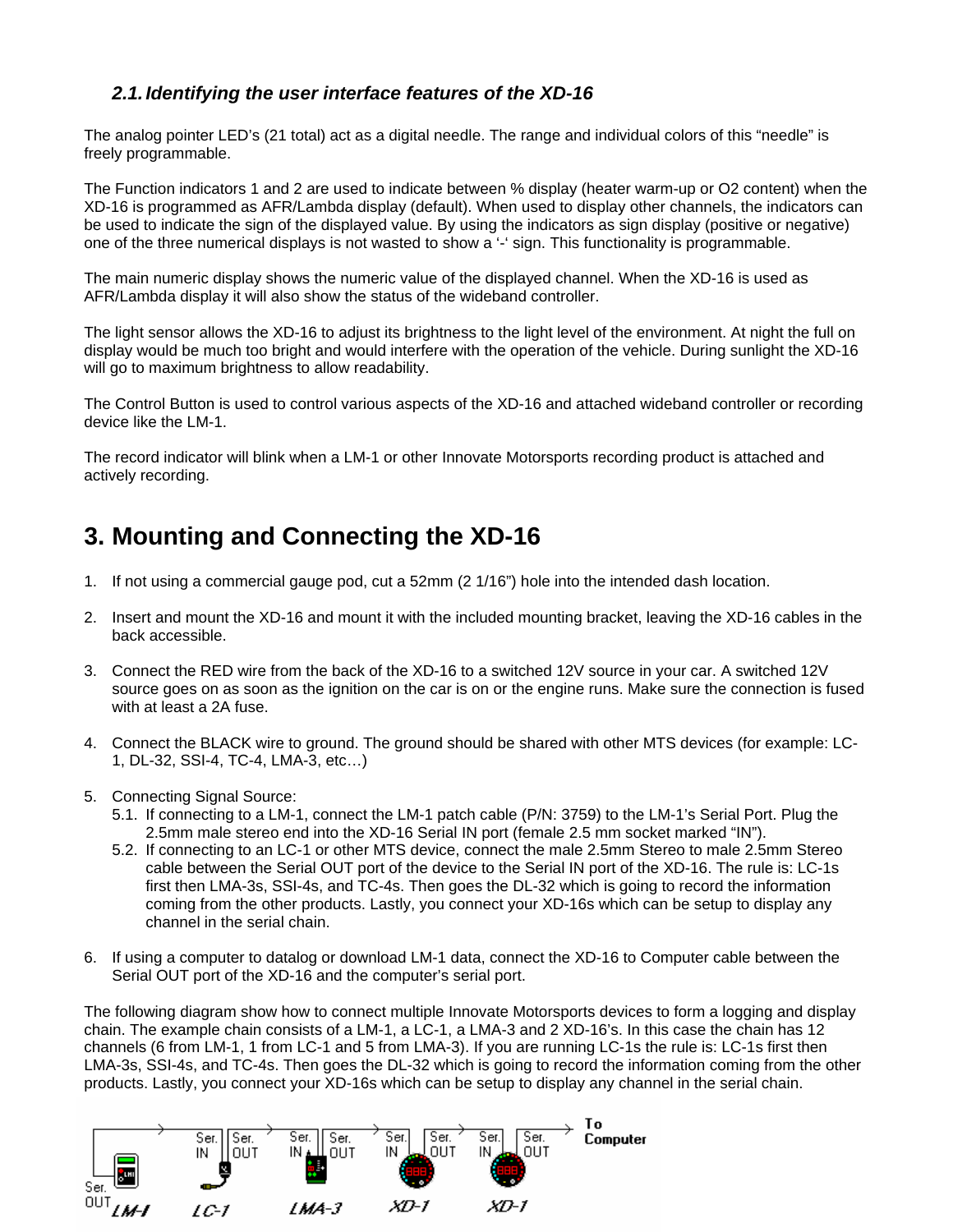### 2.1. Identifying the user interface features of the XD-16

The analog pointer LED's (21 total) act as a digital needle. The range and individual colors of this "needle" is freely programmable.

The Function indicators 1 and 2 are used to indicate between % display (heater warm-up or O2 content) when the XD-16 is programmed as AFR/Lambda display (default). When used to display other channels, the indicators can be used to indicate the sign of the displayed value. By using the indicators as sign display (positive or negative) one of the three numerical displays is not wasted to show a '-' sign. This functionality is programmable.

The main numeric display shows the numeric value of the displayed channel. When the XD-16 is used as AFR/Lambda display it will also show the status of the wideband controller.

The light sensor allows the XD-16 to adjust its brightness to the light level of the environment. At night the full on display would be much too bright and would interfere with the operation of the vehicle. During sunlight the XD-16 will go to maximum brightness to allow readability.

The Control Button is used to control various aspects of the XD-16 and attached wideband controller or recording device like the LM-1.

The record indicator will blink when a LM-1 or other Innovate Motorsports recording product is attached and actively recording.

## 3. Mounting and Connecting the XD-16

1. If not using a commercial gauge pod, cut a 52mm (2 1/16") hole into the intended dash location.

2. Insert and mount the XD-16 and mount it with the included mounting bracket, leaving the XD-16 cables in the back accessible.

3. Connect the RED wire from the back of the XD-16 to a switched 12V source in your car. A switched 12V source goes on as soon as the ignition on the car is on or the engine runs. Make sure the connection is fused with at least a 2A fuse.

4. Connect the BLACK wire to ground. The ground should be shared with other MTS devices (for example: LC-1, DL-32, SSI-4, TC-4, LMA-3, etc…)

5. Connecting Signal Source:
   5.1. If connecting to a LM-1, connect the LM-1 patch cable (P/N: 3759) to the LM-1's Serial Port. Plug the 2.5mm male stereo end into the XD-16 Serial IN port (female 2.5 mm socket marked "IN").
   5.2. If connecting to an LC-1 or other MTS device, connect the male 2.5mm Stereo to male 2.5mm Stereo cable between the Serial OUT port of the device to the Serial IN port of the XD-16. The rule is: LC-1s first then LMA-3s, SSI-4s, and TC-4s. Then goes the DL-32 which is going to record the information coming from the other products. Lastly, you connect your XD-16s which can be setup to display any channel in the serial chain.

6. If using a computer to datalog or download LM-1 data, connect the XD-16 to Computer cable between the Serial OUT port of the XD-16 and the computer's serial port.

The following diagram show how to connect multiple Innovate Motorsports devices to form a logging and display chain. The example chain consists of a LM-1, a LC-1, a LMA-3 and 2 XD-16's. In this case the chain has 12 channels (6 from LM-1, 1 from LC-1 and 5 from LMA-3). If you are running LC-1s the rule is: LC-1s first then LMA-3s, SSI-4s, and TC-4s. Then goes the DL-32 which is going to record the information coming from the other products. Lastly, you connect your XD-16s which can be setup to display any channel in the serial chain.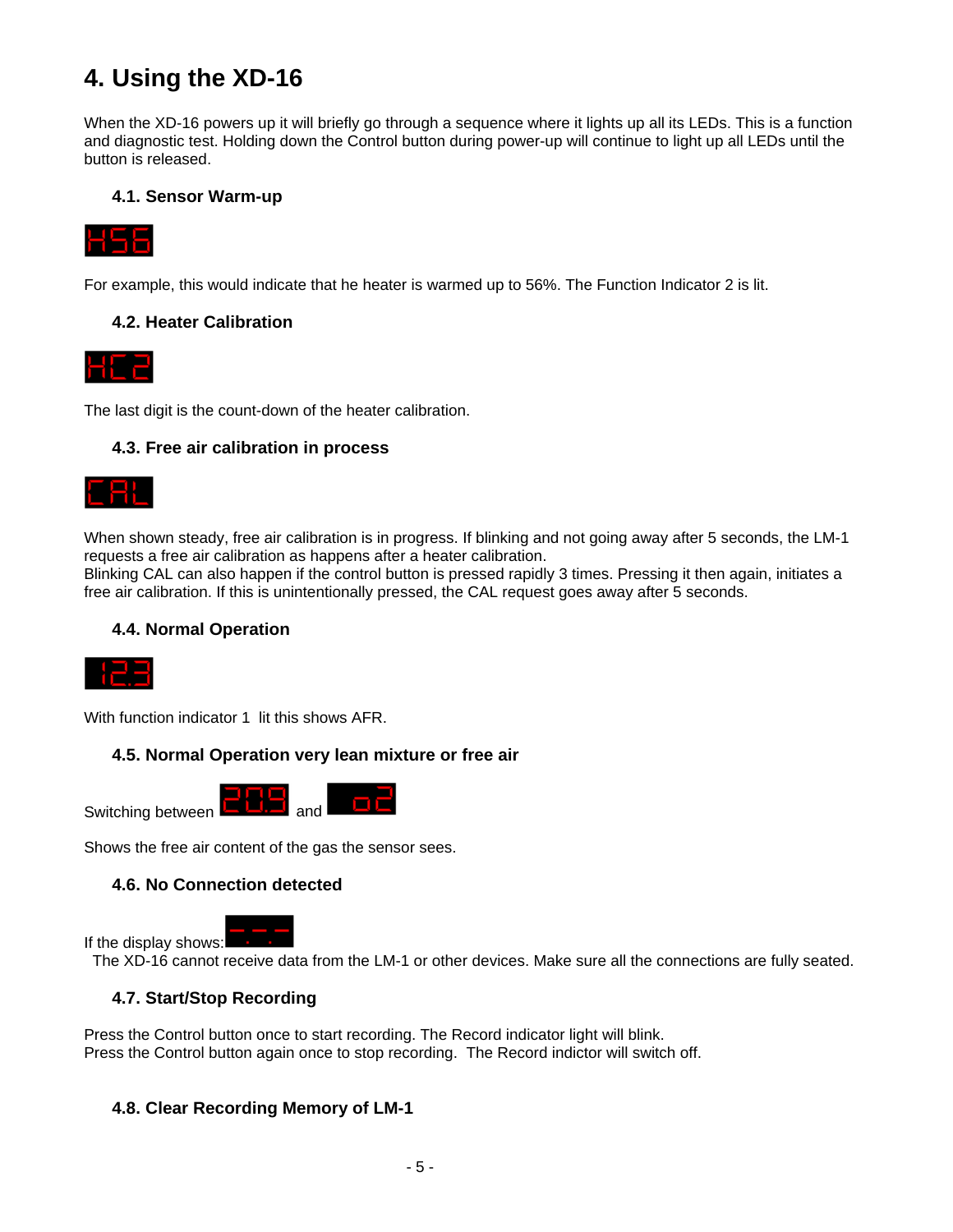# 4. Using the XD-16

When the XD-16 powers up it will briefly go through a sequence where it lights up all its LEDs. This is a function and diagnostic test. Holding down the Control button during power-up will continue to light up all LEDs until the button is released.

## 4.1. Sensor Warm-up

For example, this would indicate that he heater is warmed up to 56%. The Function Indicator 2 is lit.

## 4.2. Heater Calibration

The last digit is the count-down of the heater calibration.

## 4.3. Free air calibration in process

When shown steady, free air calibration is in progress. If blinking and not going away after 5 seconds, the LM-1 requests a free air calibration as happens after a heater calibration.
Blinking CAL can also happen if the control button is pressed rapidly 3 times. Pressing it then again, initiates a free air calibration. If this is unintentionally pressed, the CAL request goes away after 5 seconds.

## 4.4. Normal Operation

With function indicator 1 lit this shows AFR.

## 4.5. Normal Operation very lean mixture or free air

Switching between and

Shows the free air content of the gas the sensor sees.

## 4.6. No Connection detected

If the display shows:
The XD-16 cannot receive data from the LM-1 or other devices. Make sure all the connections are fully seated.

## 4.7. Start/Stop Recording

Press the Control button once to start recording. The Record indicator light will blink.
Press the Control button again once to stop recording. The Record indictor will switch off.

## 4.8. Clear Recording Memory of LM-1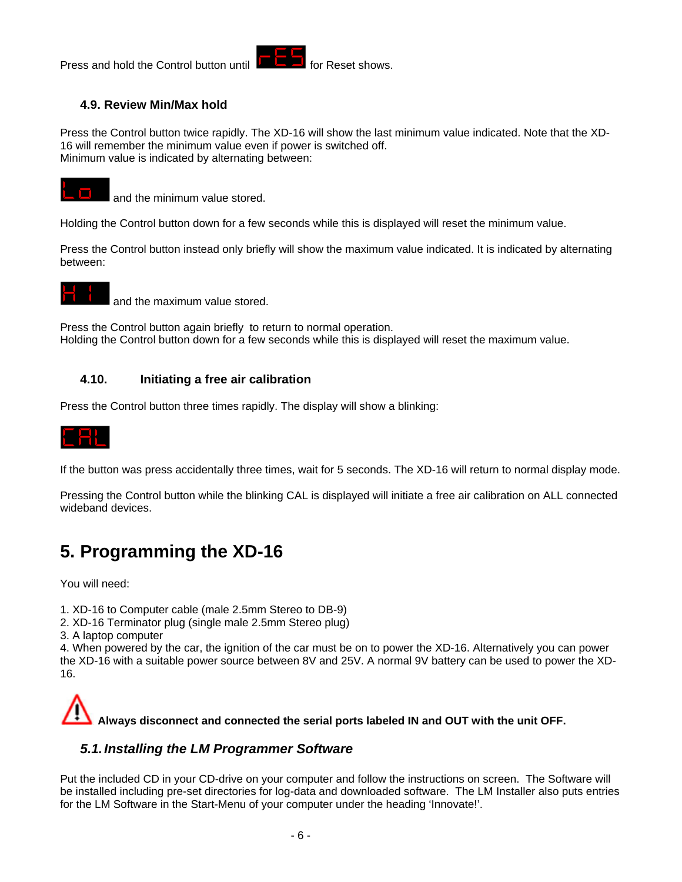Press and hold the Control button until rES for Reset shows.

### 4.9. Review Min/Max hold

Press the Control button twice rapidly. The XD-16 will show the last minimum value indicated. Note that the XD-16 will remember the minimum value even if power is switched off.
Minimum value is indicated by alternating between:

Lo and the minimum value stored.

Holding the Control button down for a few seconds while this is displayed will reset the minimum value.

Press the Control button instead only briefly will show the maximum value indicated. It is indicated by alternating between:

HI and the maximum value stored.

Press the Control button again briefly to return to normal operation.
Holding the Control button down for a few seconds while this is displayed will reset the maximum value.

### 4.10. Initiating a free air calibration

Press the Control button three times rapidly. The display will show a blinking:

CAL

If the button was press accidentally three times, wait for 5 seconds. The XD-16 will return to normal display mode.

Pressing the Control button while the blinking CAL is displayed will initiate a free air calibration on ALL connected wideband devices.

## 5. Programming the XD-16

You will need:

1. XD-16 to Computer cable (male 2.5mm Stereo to DB-9)
2. XD-16 Terminator plug (single male 2.5mm Stereo plug)
3. A laptop computer
4. When powered by the car, the ignition of the car must be on to power the XD-16. Alternatively you can power the XD-16 with a suitable power source between 8V and 25V. A normal 9V battery can be used to power the XD-16.

⚠ **Always disconnect and connected the serial ports labeled IN and OUT with the unit OFF.**

### *5.1. Installing the LM Programmer Software*

Put the included CD in your CD-drive on your computer and follow the instructions on screen. The Software will be installed including pre-set directories for log-data and downloaded software. The LM Installer also puts entries for the LM Software in the Start-Menu of your computer under the heading 'Innovate!'.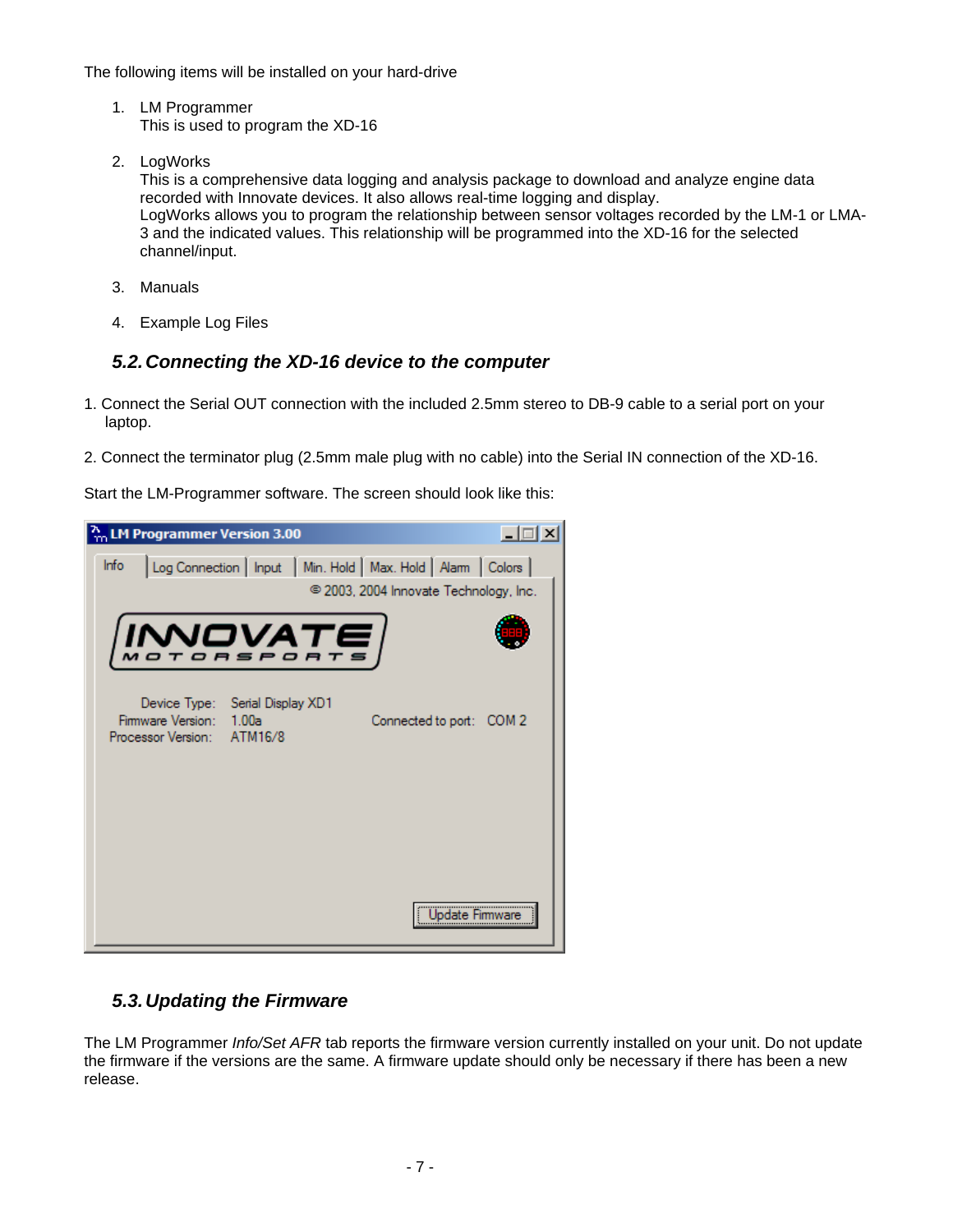The following items will be installed on your hard-drive

1. LM Programmer
   This is used to program the XD-16

2. LogWorks
   This is a comprehensive data logging and analysis package to download and analyze engine data recorded with Innovate devices. It also allows real-time logging and display.
   LogWorks allows you to program the relationship between sensor voltages recorded by the LM-1 or LMA-3 and the indicated values. This relationship will be programmed into the XD-16 for the selected channel/input.

3. Manuals

4. Example Log Files

### *5.2. Connecting the XD-16 device to the computer*

1. Connect the Serial OUT connection with the included 2.5mm stereo to DB-9 cable to a serial port on your laptop.

2. Connect the terminator plug (2.5mm male plug with no cable) into the Serial IN connection of the XD-16.

Start the LM-Programmer software. The screen should look like this:

### *5.3. Updating the Firmware*

The LM Programmer *Info/Set AFR* tab reports the firmware version currently installed on your unit. Do not update the firmware if the versions are the same. A firmware update should only be necessary if there has been a new release.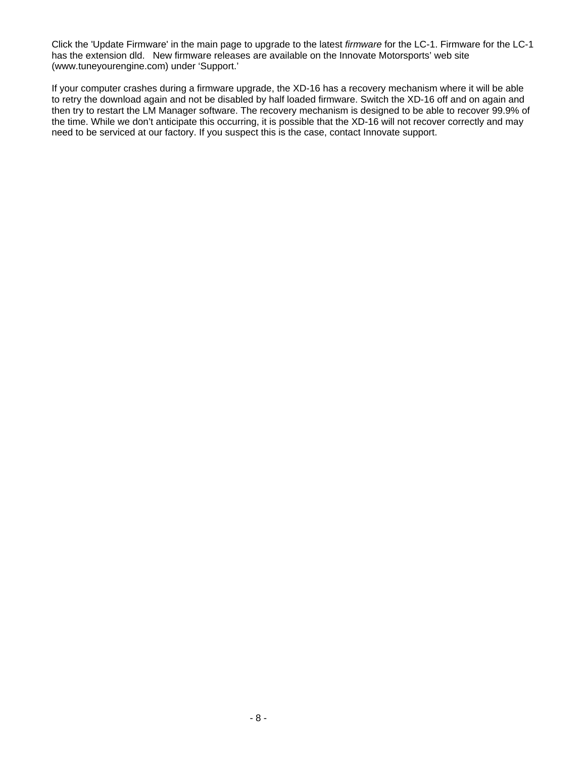Click the 'Update Firmware' in the main page to upgrade to the latest *firmware* for the LC-1. Firmware for the LC-1 has the extension dld. New firmware releases are available on the Innovate Motorsports' web site (www.tuneyourengine.com) under 'Support.'

If your computer crashes during a firmware upgrade, the XD-16 has a recovery mechanism where it will be able to retry the download again and not be disabled by half loaded firmware. Switch the XD-16 off and on again and then try to restart the LM Manager software. The recovery mechanism is designed to be able to recover 99.9% of the time. While we don't anticipate this occurring, it is possible that the XD-16 will not recover correctly and may need to be serviced at our factory. If you suspect this is the case, contact Innovate support.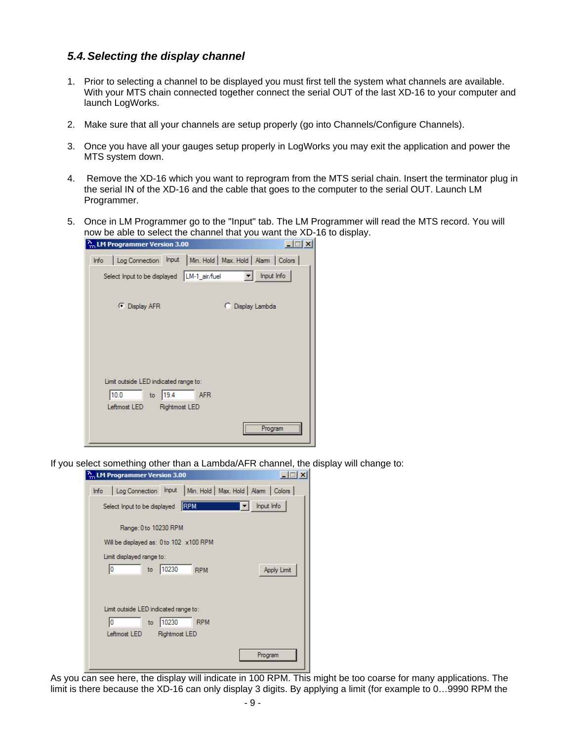### 5.4. Selecting the display channel

1. Prior to selecting a channel to be displayed you must first tell the system what channels are available. With your MTS chain connected together connect the serial OUT of the last XD-16 to your computer and launch LogWorks.

2. Make sure that all your channels are setup properly (go into Channels/Configure Channels).

3. Once you have all your gauges setup properly in LogWorks you may exit the application and power the MTS system down.

4. Remove the XD-16 which you want to reprogram from the MTS serial chain. Insert the terminator plug in the serial IN of the XD-16 and the cable that goes to the computer to the serial OUT. Launch LM Programmer.

5. Once in LM Programmer go to the "Input" tab. The LM Programmer will read the MTS record. You will now be able to select the channel that you want the XD-16 to display.

If you select something other than a Lambda/AFR channel, the display will change to:

As you can see here, the display will indicate in 100 RPM. This might be too coarse for many applications. The limit is there because the XD-16 can only display 3 digits. By applying a limit (for example to 0…9990 RPM the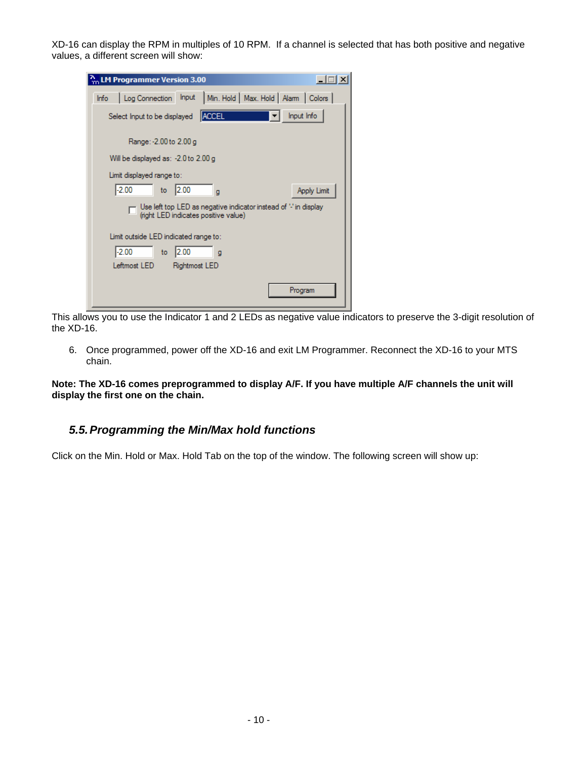XD-16 can display the RPM in multiples of 10 RPM. If a channel is selected that has both positive and negative values, a different screen will show:

This allows you to use the Indicator 1 and 2 LEDs as negative value indicators to preserve the 3-digit resolution of the XD-16.

6. Once programmed, power off the XD-16 and exit LM Programmer. Reconnect the XD-16 to your MTS chain.

**Note: The XD-16 comes preprogrammed to display A/F. If you have multiple A/F channels the unit will display the first one on the chain.**

## *5.5. Programming the Min/Max hold functions*

Click on the Min. Hold or Max. Hold Tab on the top of the window. The following screen will show up: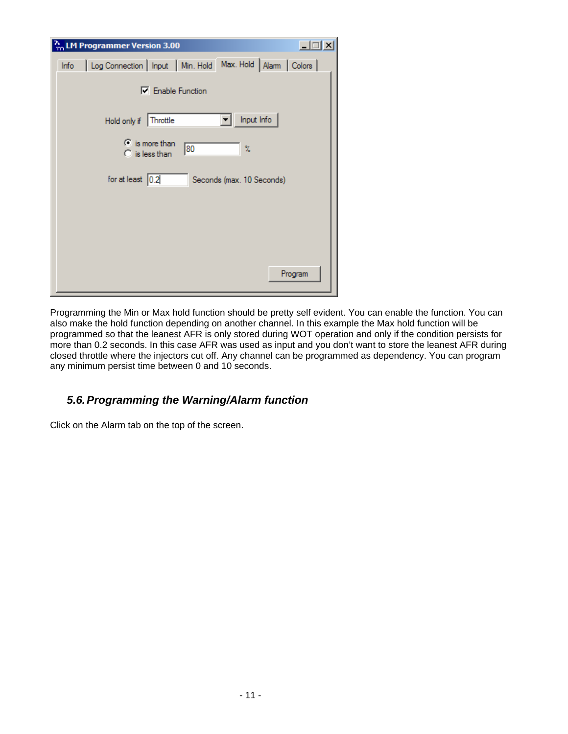Programming the Min or Max hold function should be pretty self evident. You can enable the function. You can also make the hold function depending on another channel. In this example the Max hold function will be programmed so that the leanest AFR is only stored during WOT operation and only if the condition persists for more than 0.2 seconds. In this case AFR was used as input and you don't want to store the leanest AFR during closed throttle where the injectors cut off. Any channel can be programmed as dependency. You can program any minimum persist time between 0 and 10 seconds.

### *5.6. Programming the Warning/Alarm function*

Click on the Alarm tab on the top of the screen.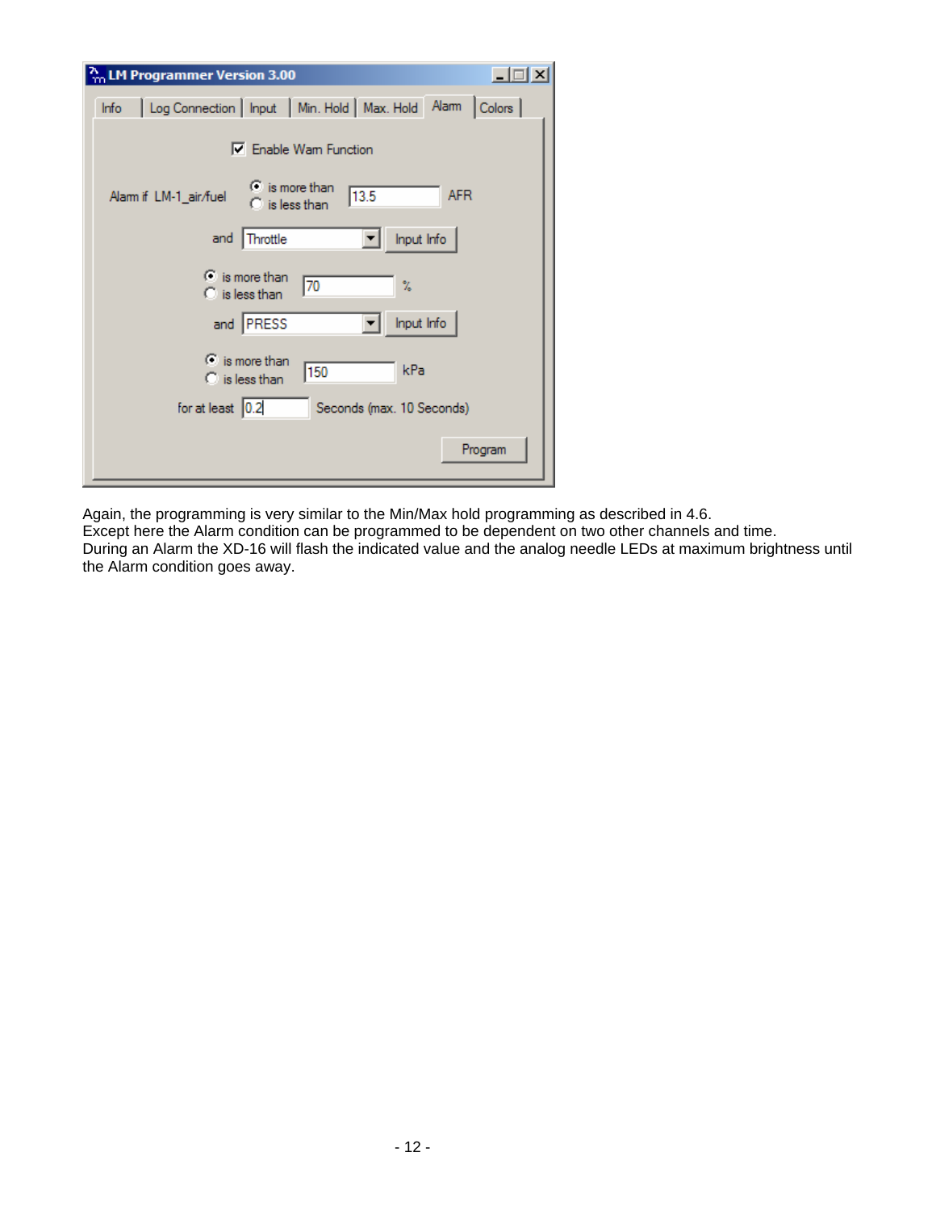LM Programmer Version 3.00

Info | Log Connection | Input | Min. Hold | Max. Hold | Alarm | Colors

☑ Enable Warn Function

Alarm if LM-1_air/fuel ◉ is more than ○ is less than 13.5 AFR

and Throttle [Input Info]

◉ is more than ○ is less than 70 %

and PRESS [Input Info]

◉ is more than ○ is less than 150 kPa

for at least 0.2 Seconds (max. 10 Seconds)

[Program]

Again, the programming is very similar to the Min/Max hold programming as described in 4.6.
Except here the Alarm condition can be programmed to be dependent on two other channels and time.
During an Alarm the XD-16 will flash the indicated value and the analog needle LEDs at maximum brightness until the Alarm condition goes away.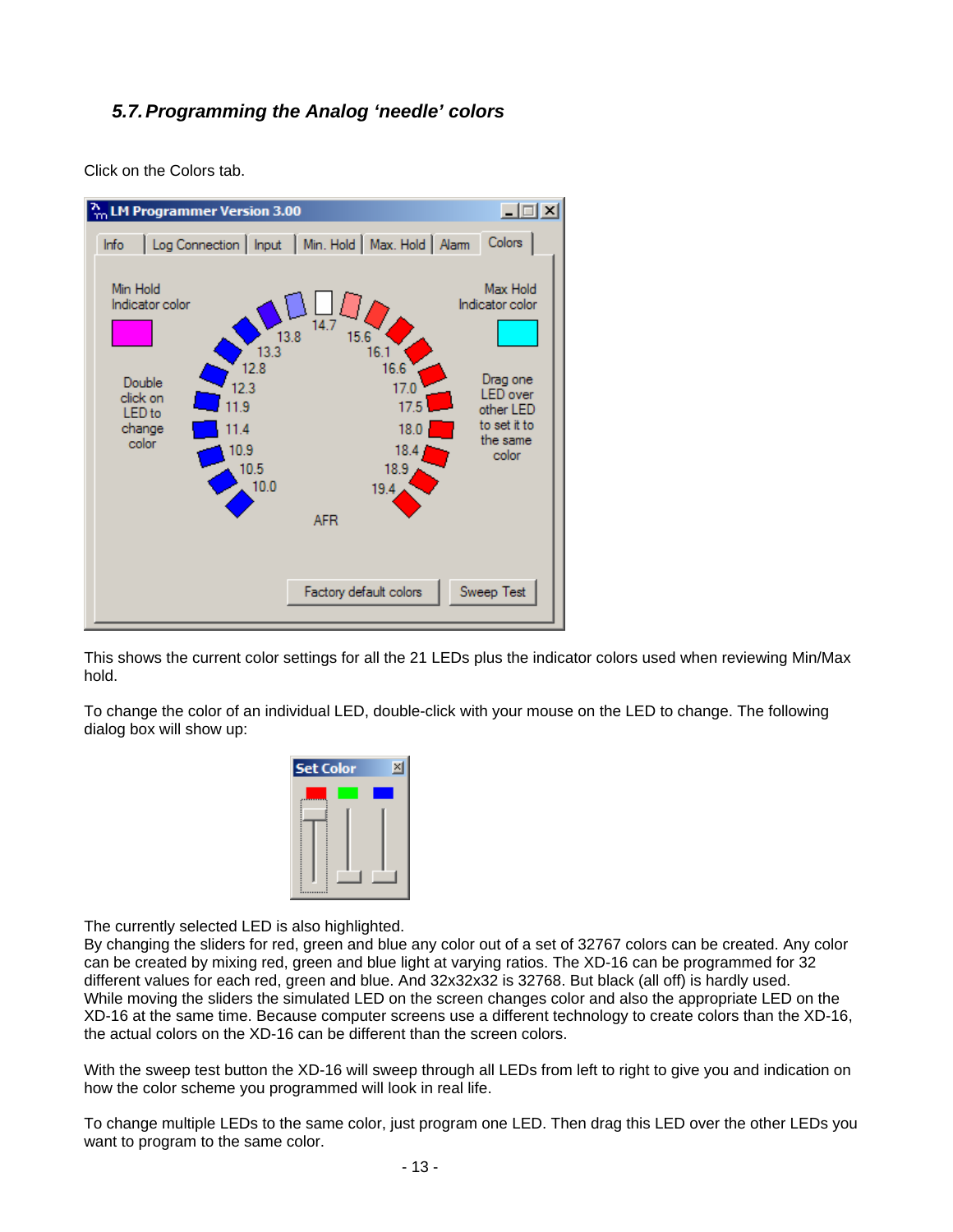### 5.7. Programming the Analog 'needle' colors

Click on the Colors tab.

This shows the current color settings for all the 21 LEDs plus the indicator colors used when reviewing Min/Max hold.

To change the color of an individual LED, double-click with your mouse on the LED to change. The following dialog box will show up:

The currently selected LED is also highlighted.
By changing the sliders for red, green and blue any color out of a set of 32767 colors can be created. Any color can be created by mixing red, green and blue light at varying ratios. The XD-16 can be programmed for 32 different values for each red, green and blue. And 32x32x32 is 32768. But black (all off) is hardly used.
While moving the sliders the simulated LED on the screen changes color and also the appropriate LED on the XD-16 at the same time. Because computer screens use a different technology to create colors than the XD-16, the actual colors on the XD-16 can be different than the screen colors.

With the sweep test button the XD-16 will sweep through all LEDs from left to right to give you and indication on how the color scheme you programmed will look in real life.

To change multiple LEDs to the same color, just program one LED. Then drag this LED over the other LEDs you want to program to the same color.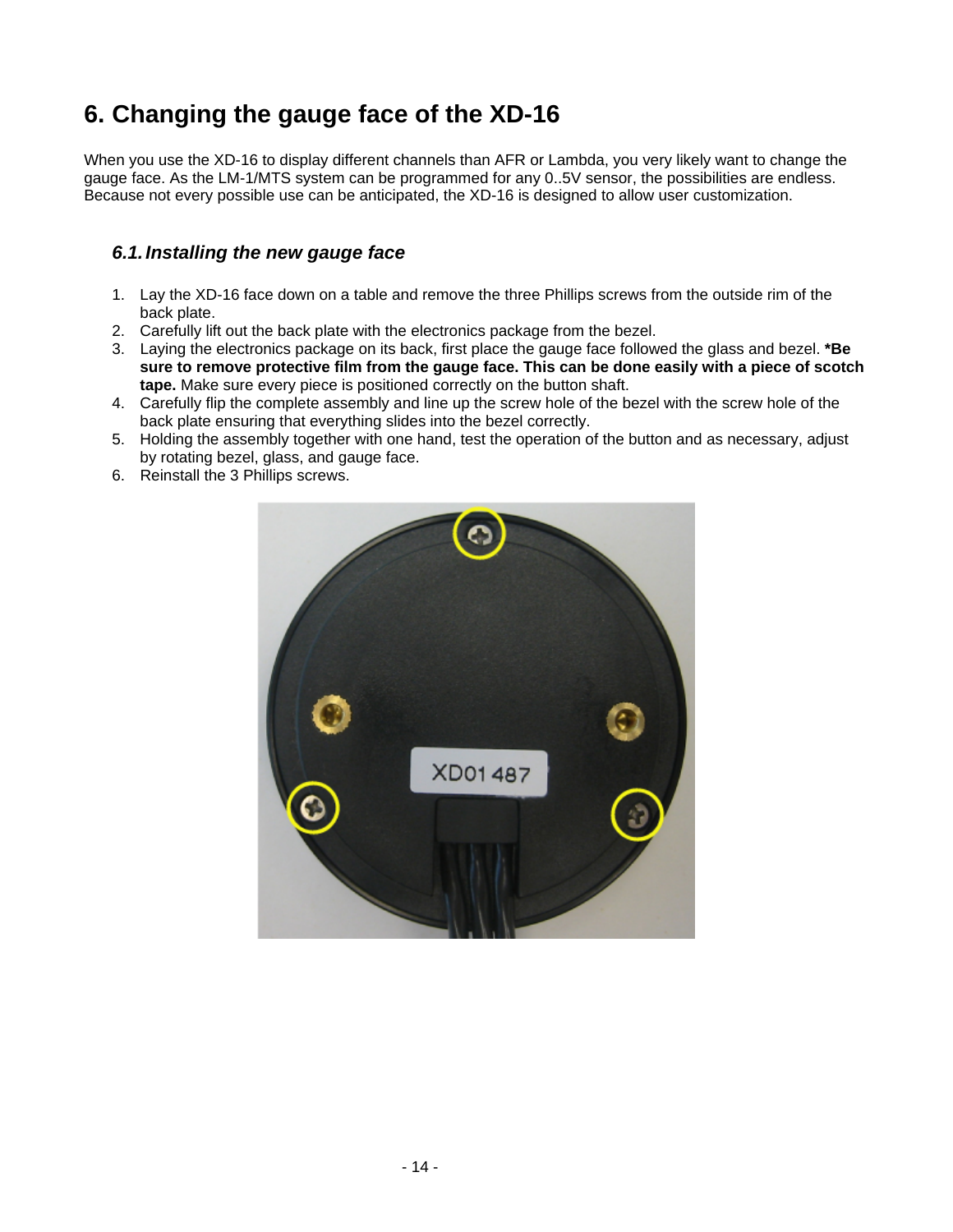# 6. Changing the gauge face of the XD-16

When you use the XD-16 to display different channels than AFR or Lambda, you very likely want to change the gauge face. As the LM-1/MTS system can be programmed for any 0..5V sensor, the possibilities are endless. Because not every possible use can be anticipated, the XD-16 is designed to allow user customization.

## *6.1. Installing the new gauge face*

1. Lay the XD-16 face down on a table and remove the three Phillips screws from the outside rim of the back plate.
2. Carefully lift out the back plate with the electronics package from the bezel.
3. Laying the electronics package on its back, first place the gauge face followed the glass and bezel. ***Be sure to remove protective film from the gauge face. This can be done easily with a piece of scotch tape.** Make sure every piece is positioned correctly on the button shaft.
4. Carefully flip the complete assembly and line up the screw hole of the bezel with the screw hole of the back plate ensuring that everything slides into the bezel correctly.
5. Holding the assembly together with one hand, test the operation of the button and as necessary, adjust by rotating bezel, glass, and gauge face.
6. Reinstall the 3 Phillips screws.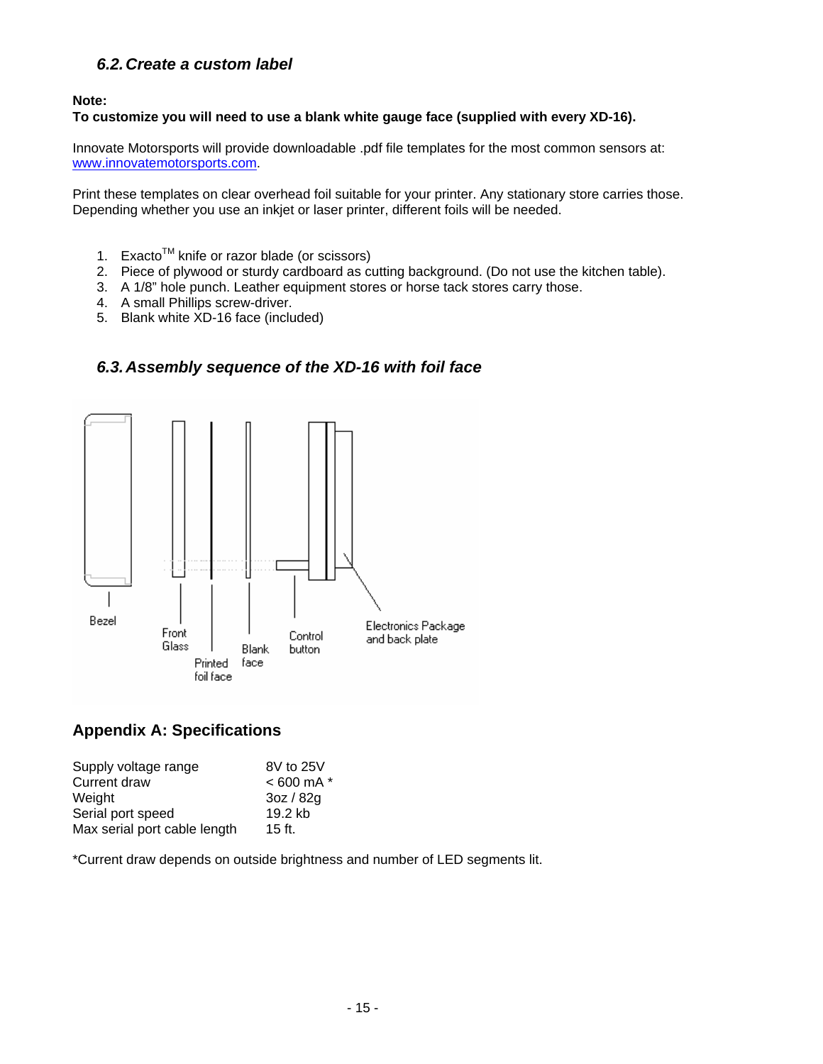### *6.2. Create a custom label*

**Note:**
**To customize you will need to use a blank white gauge face (supplied with every XD-16).**

Innovate Motorsports will provide downloadable .pdf file templates for the most common sensors at: www.innovatemotorsports.com.

Print these templates on clear overhead foil suitable for your printer. Any stationary store carries those. Depending whether you use an inkjet or laser printer, different foils will be needed.

1. Exacto™ knife or razor blade (or scissors)
2. Piece of plywood or sturdy cardboard as cutting background. (Do not use the kitchen table).
3. A 1/8" hole punch. Leather equipment stores or horse tack stores carry those.
4. A small Phillips screw-driver.
5. Blank white XD-16 face (included)

### *6.3. Assembly sequence of the XD-16 with foil face*

Bezel, Front Glass, Printed foil face, Blank face, Control button, Electronics Package and back plate

## Appendix A: Specifications

| | |
|---|---|
| Supply voltage range | 8V to 25V |
| Current draw | < 600 mA * |
| Weight | 3oz / 82g |
| Serial port speed | 19.2 kb |
| Max serial port cable length | 15 ft. |

*Current draw depends on outside brightness and number of LED segments lit.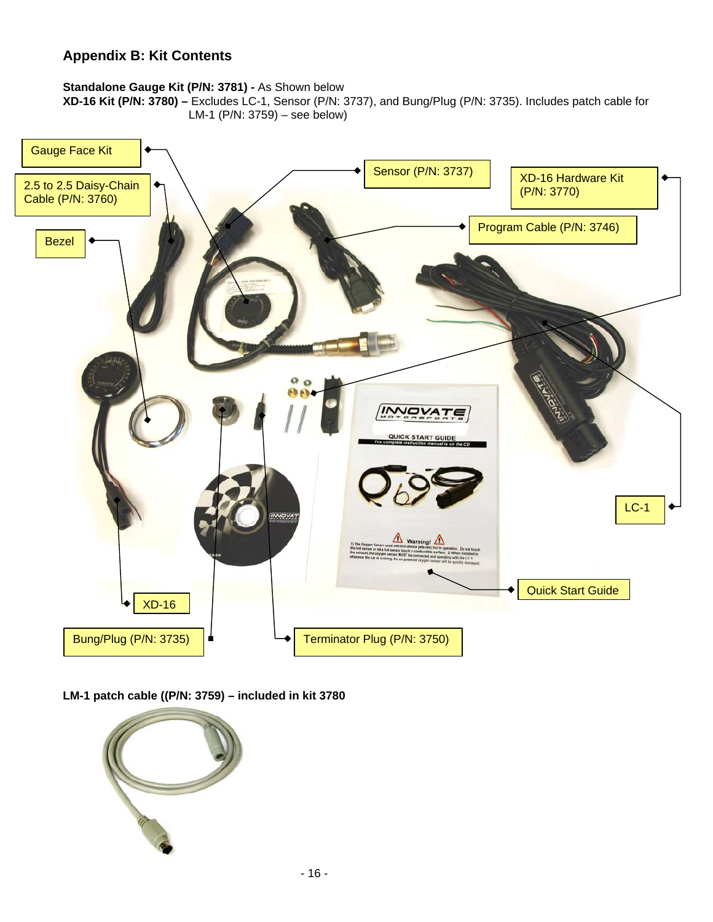## Appendix B: Kit Contents

**Standalone Gauge Kit (P/N: 3781) -** As Shown below
**XD-16 Kit (P/N: 3780) –** Excludes LC-1, Sensor (P/N: 3737), and Bung/Plug (P/N: 3735). Includes patch cable for LM-1 (P/N: 3759) – see below)

Gauge Face Kit

2.5 to 2.5 Daisy-Chain Cable (P/N: 3760)

Bezel

Sensor (P/N: 3737)

XD-16 Hardware Kit (P/N: 3770)

Program Cable (P/N: 3746)

LC-1

Quick Start Guide

XD-16

Bung/Plug (P/N: 3735)

Terminator Plug (P/N: 3750)

**LM-1 patch cable ((P/N: 3759) – included in kit 3780**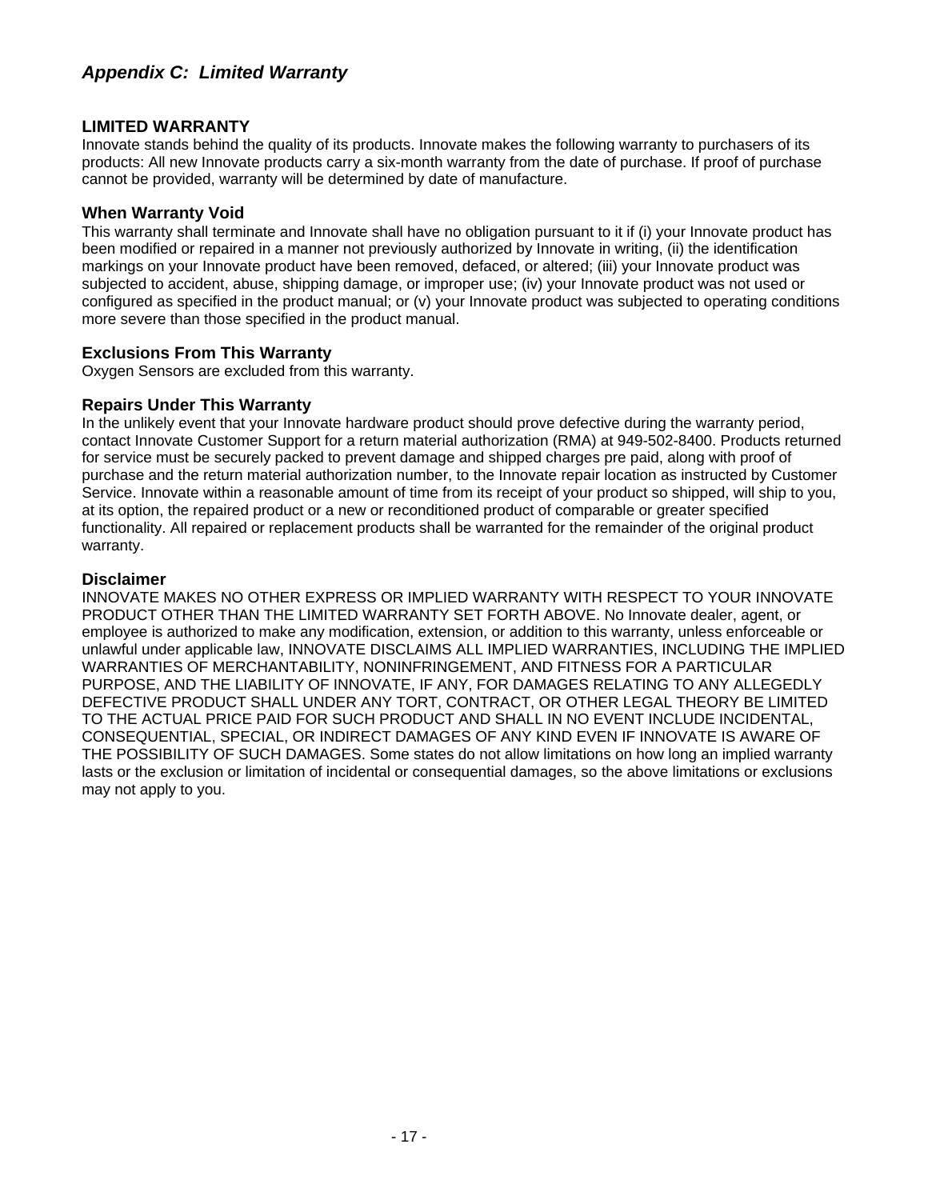## *Appendix C: Limited Warranty*

### LIMITED WARRANTY

Innovate stands behind the quality of its products. Innovate makes the following warranty to purchasers of its products: All new Innovate products carry a six-month warranty from the date of purchase. If proof of purchase cannot be provided, warranty will be determined by date of manufacture.

### When Warranty Void

This warranty shall terminate and Innovate shall have no obligation pursuant to it if (i) your Innovate product has been modified or repaired in a manner not previously authorized by Innovate in writing, (ii) the identification markings on your Innovate product have been removed, defaced, or altered; (iii) your Innovate product was subjected to accident, abuse, shipping damage, or improper use; (iv) your Innovate product was not used or configured as specified in the product manual; or (v) your Innovate product was subjected to operating conditions more severe than those specified in the product manual.

### Exclusions From This Warranty

Oxygen Sensors are excluded from this warranty.

### Repairs Under This Warranty

In the unlikely event that your Innovate hardware product should prove defective during the warranty period, contact Innovate Customer Support for a return material authorization (RMA) at 949-502-8400. Products returned for service must be securely packed to prevent damage and shipped charges pre paid, along with proof of purchase and the return material authorization number, to the Innovate repair location as instructed by Customer Service. Innovate within a reasonable amount of time from its receipt of your product so shipped, will ship to you, at its option, the repaired product or a new or reconditioned product of comparable or greater specified functionality. All repaired or replacement products shall be warranted for the remainder of the original product warranty.

### Disclaimer

INNOVATE MAKES NO OTHER EXPRESS OR IMPLIED WARRANTY WITH RESPECT TO YOUR INNOVATE PRODUCT OTHER THAN THE LIMITED WARRANTY SET FORTH ABOVE. No Innovate dealer, agent, or employee is authorized to make any modification, extension, or addition to this warranty, unless enforceable or unlawful under applicable law, INNOVATE DISCLAIMS ALL IMPLIED WARRANTIES, INCLUDING THE IMPLIED WARRANTIES OF MERCHANTABILITY, NONINFRINGEMENT, AND FITNESS FOR A PARTICULAR PURPOSE, AND THE LIABILITY OF INNOVATE, IF ANY, FOR DAMAGES RELATING TO ANY ALLEGEDLY DEFECTIVE PRODUCT SHALL UNDER ANY TORT, CONTRACT, OR OTHER LEGAL THEORY BE LIMITED TO THE ACTUAL PRICE PAID FOR SUCH PRODUCT AND SHALL IN NO EVENT INCLUDE INCIDENTAL, CONSEQUENTIAL, SPECIAL, OR INDIRECT DAMAGES OF ANY KIND EVEN IF INNOVATE IS AWARE OF THE POSSIBILITY OF SUCH DAMAGES. Some states do not allow limitations on how long an implied warranty lasts or the exclusion or limitation of incidental or consequential damages, so the above limitations or exclusions may not apply to you.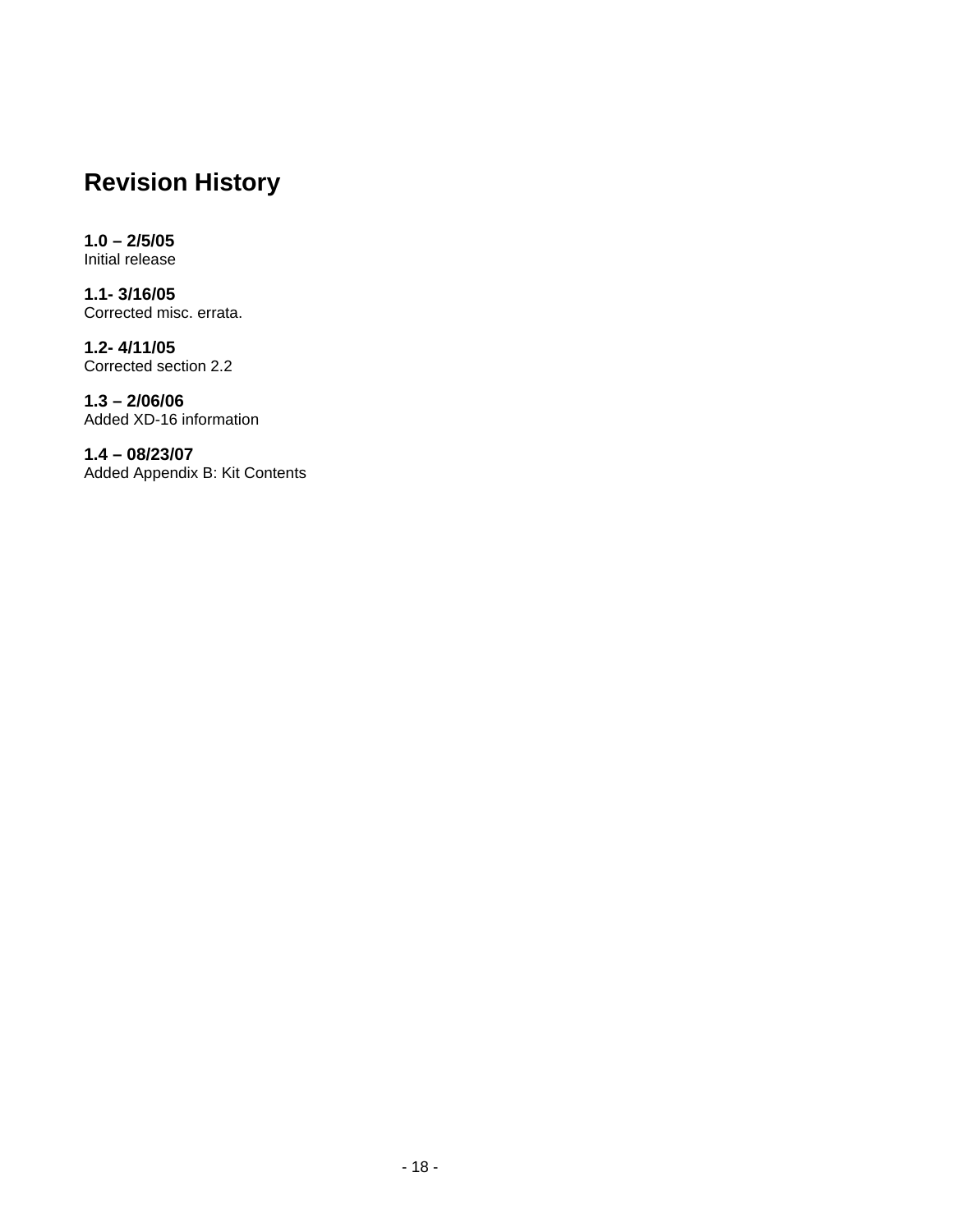# Revision History

**1.0 – 2/5/05**
Initial release

**1.1- 3/16/05**
Corrected misc. errata.

**1.2- 4/11/05**
Corrected section 2.2

**1.3 – 2/06/06**
Added XD-16 information

**1.4 – 08/23/07**
Added Appendix B: Kit Contents